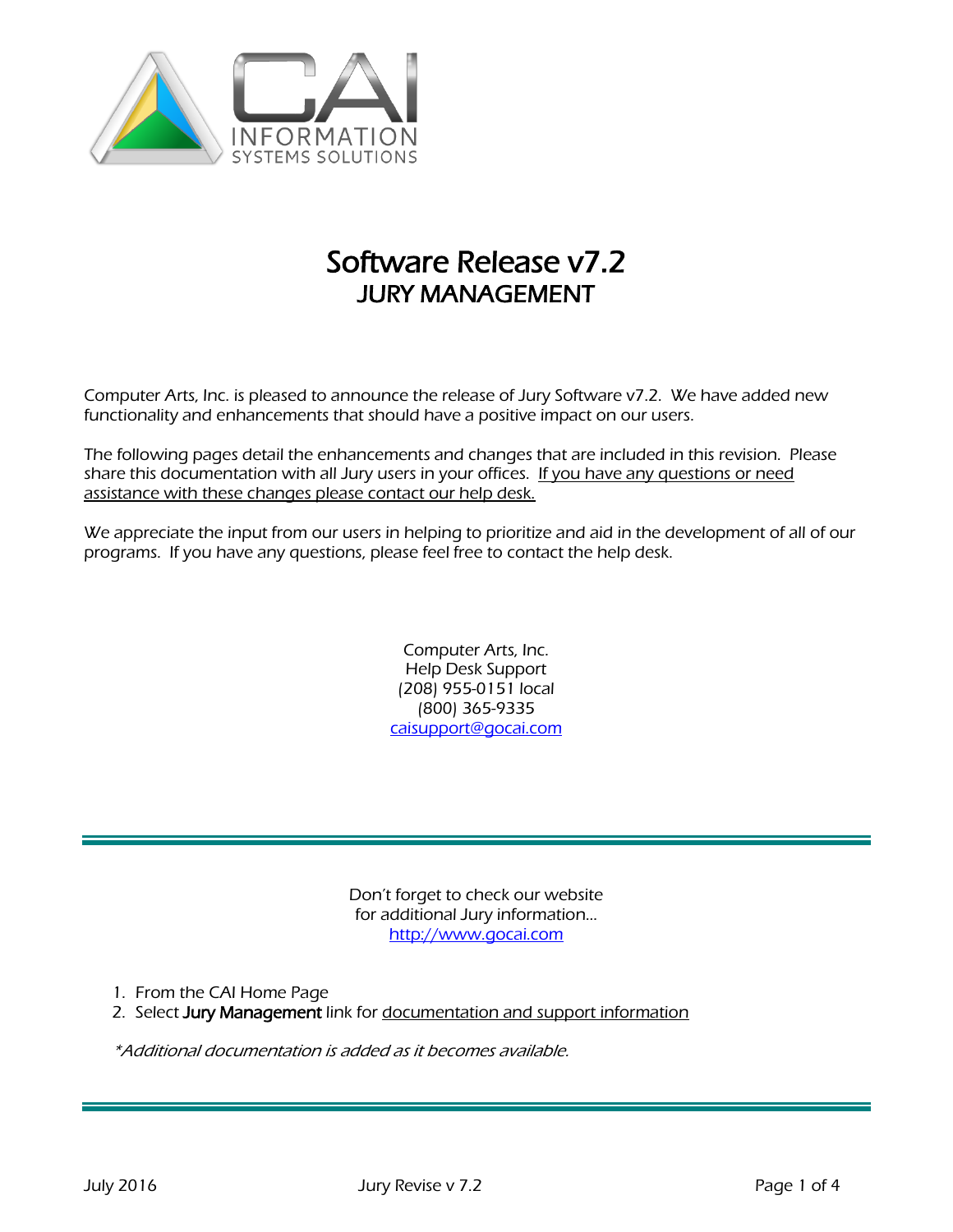CAI INFORMATION SYSTEMS SOLUTIONS

# Software Release v7.2
## JURY MANAGEMENT

Computer Arts, Inc. is pleased to announce the release of Jury Software v7.2. We have added new functionality and enhancements that should have a positive impact on our users.

The following pages detail the enhancements and changes that are included in this revision. Please share this documentation with all Jury users in your offices. If you have any questions or need assistance with these changes please contact our help desk.

We appreciate the input from our users in helping to prioritize and aid in the development of all of our programs. If you have any questions, please feel free to contact the help desk.

Computer Arts, Inc.
Help Desk Support
(208) 955-0151 local
(800) 365-9335
caisupport@gocai.com

---

Don't forget to check our website
for additional Jury information…
http://www.gocai.com

1. From the CAI Home Page
2. Select **Jury Management** link for documentation and support information

*\*Additional documentation is added as it becomes available.*

---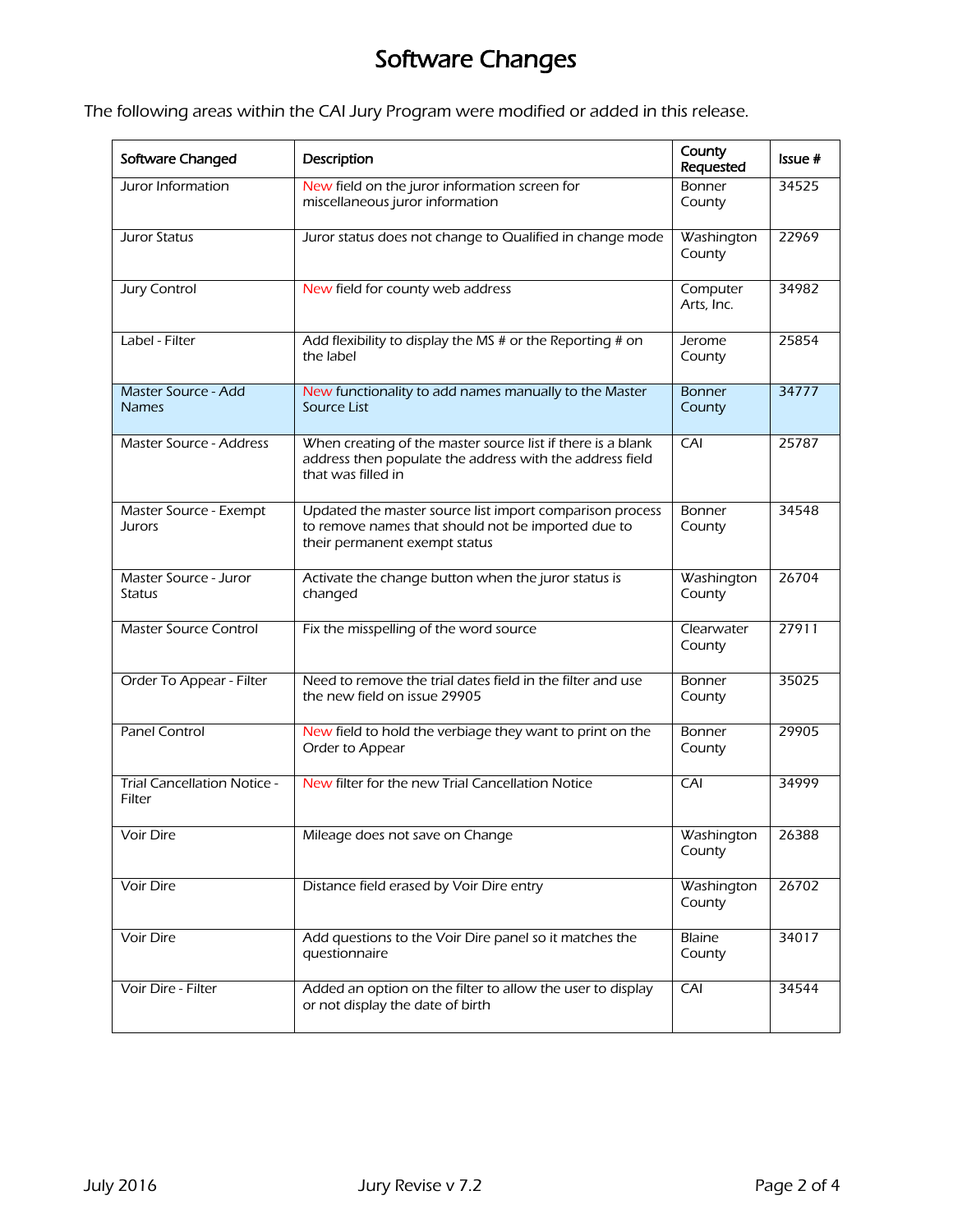# Software Changes

The following areas within the CAI Jury Program were modified or added in this release.

| Software Changed | Description | County Requested | Issue # |
|---|---|---|---|
| Juror Information | New field on the juror information screen for miscellaneous juror information | Bonner County | 34525 |
| Juror Status | Juror status does not change to Qualified in change mode | Washington County | 22969 |
| Jury Control | New field for county web address | Computer Arts, Inc. | 34982 |
| Label - Filter | Add flexibility to display the MS # or the Reporting # on the label | Jerome County | 25854 |
| Master Source - Add Names | New functionality to add names manually to the Master Source List | Bonner County | 34777 |
| Master Source - Address | When creating of the master source list if there is a blank address then populate the address with the address field that was filled in | CAI | 25787 |
| Master Source - Exempt Jurors | Updated the master source list import comparison process to remove names that should not be imported due to their permanent exempt status | Bonner County | 34548 |
| Master Source - Juror Status | Activate the change button when the juror status is changed | Washington County | 26704 |
| Master Source Control | Fix the misspelling of the word source | Clearwater County | 27911 |
| Order To Appear - Filter | Need to remove the trial dates field in the filter and use the new field on issue 29905 | Bonner County | 35025 |
| Panel Control | New field to hold the verbiage they want to print on the Order to Appear | Bonner County | 29905 |
| Trial Cancellation Notice - Filter | New filter for the new Trial Cancellation Notice | CAI | 34999 |
| Voir Dire | Mileage does not save on Change | Washington County | 26388 |
| Voir Dire | Distance field erased by Voir Dire entry | Washington County | 26702 |
| Voir Dire | Add questions to the Voir Dire panel so it matches the questionnaire | Blaine County | 34017 |
| Voir Dire - Filter | Added an option on the filter to allow the user to display or not display the date of birth | CAI | 34544 |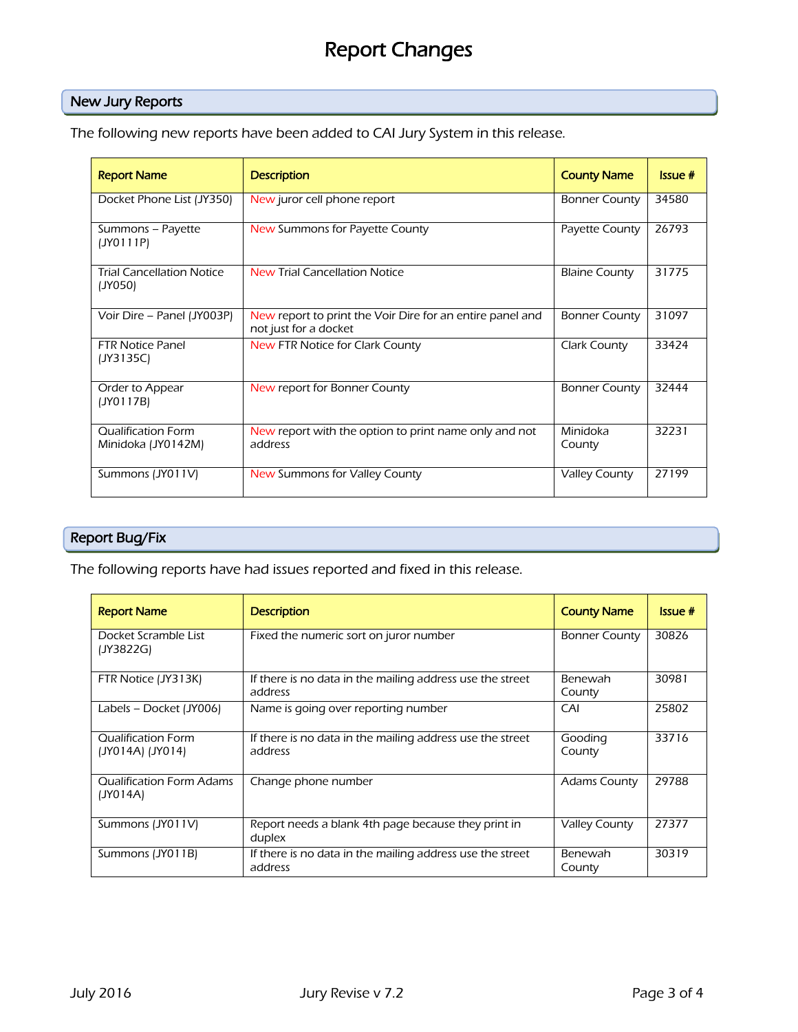# Report Changes

## New Jury Reports

The following new reports have been added to CAI Jury System in this release.

| Report Name | Description | County Name | Issue # |
|---|---|---|---|
| Docket Phone List (JY350) | New juror cell phone report | Bonner County | 34580 |
| Summons – Payette (JY0111P) | New Summons for Payette County | Payette County | 26793 |
| Trial Cancellation Notice (JY050) | New Trial Cancellation Notice | Blaine County | 31775 |
| Voir Dire – Panel (JY003P) | New report to print the Voir Dire for an entire panel and not just for a docket | Bonner County | 31097 |
| FTR Notice Panel (JY3135C) | New FTR Notice for Clark County | Clark County | 33424 |
| Order to Appear (JY0117B) | New report for Bonner County | Bonner County | 32444 |
| Qualification Form Minidoka (JY0142M) | New report with the option to print name only and not address | Minidoka County | 32231 |
| Summons (JY011V) | New Summons for Valley County | Valley County | 27199 |

## Report Bug/Fix

The following reports have had issues reported and fixed in this release.

| Report Name | Description | County Name | Issue # |
|---|---|---|---|
| Docket Scramble List (JY3822G) | Fixed the numeric sort on juror number | Bonner County | 30826 |
| FTR Notice (JY313K) | If there is no data in the mailing address use the street address | Benewah County | 30981 |
| Labels – Docket (JY006) | Name is going over reporting number | CAI | 25802 |
| Qualification Form (JY014A) (JY014) | If there is no data in the mailing address use the street address | Gooding County | 33716 |
| Qualification Form Adams (JY014A) | Change phone number | Adams County | 29788 |
| Summons (JY011V) | Report needs a blank 4th page because they print in duplex | Valley County | 27377 |
| Summons (JY011B) | If there is no data in the mailing address use the street address | Benewah County | 30319 |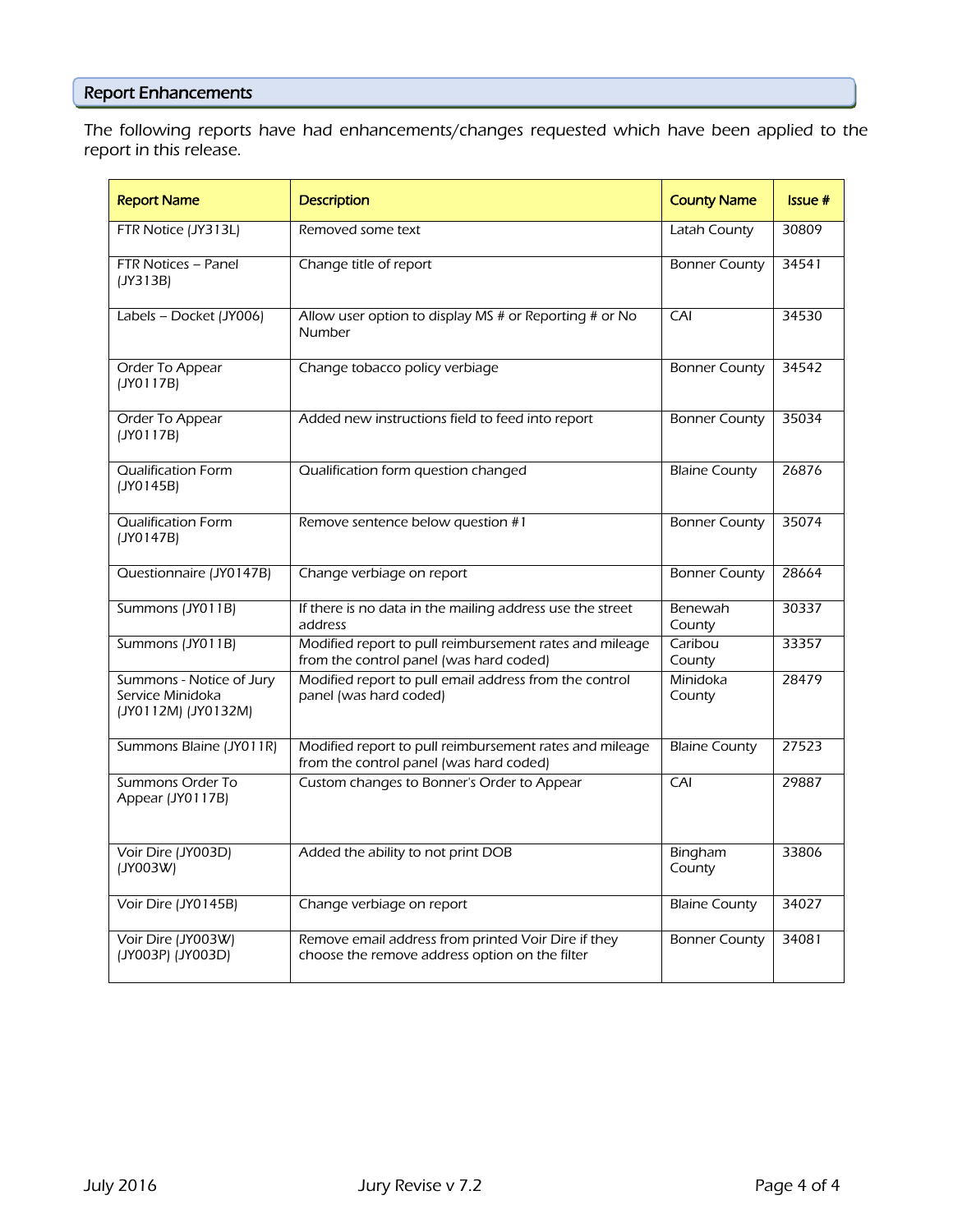## Report Enhancements

The following reports have had enhancements/changes requested which have been applied to the report in this release.

| Report Name | Description | County Name | Issue # |
|---|---|---|---|
| FTR Notice (JY313L) | Removed some text | Latah County | 30809 |
| FTR Notices – Panel (JY313B) | Change title of report | Bonner County | 34541 |
| Labels – Docket (JY006) | Allow user option to display MS # or Reporting # or No Number | CAI | 34530 |
| Order To Appear (JY0117B) | Change tobacco policy verbiage | Bonner County | 34542 |
| Order To Appear (JY0117B) | Added new instructions field to feed into report | Bonner County | 35034 |
| Qualification Form (JY0145B) | Qualification form question changed | Blaine County | 26876 |
| Qualification Form (JY0147B) | Remove sentence below question #1 | Bonner County | 35074 |
| Questionnaire (JY0147B) | Change verbiage on report | Bonner County | 28664 |
| Summons (JY011B) | If there is no data in the mailing address use the street address | Benewah County | 30337 |
| Summons (JY011B) | Modified report to pull reimbursement rates and mileage from the control panel (was hard coded) | Caribou County | 33357 |
| Summons - Notice of Jury Service Minidoka (JY0112M) (JY0132M) | Modified report to pull email address from the control panel (was hard coded) | Minidoka County | 28479 |
| Summons Blaine (JY011R) | Modified report to pull reimbursement rates and mileage from the control panel (was hard coded) | Blaine County | 27523 |
| Summons Order To Appear (JY0117B) | Custom changes to Bonner's Order to Appear | CAI | 29887 |
| Voir Dire (JY003D) (JY003W) | Added the ability to not print DOB | Bingham County | 33806 |
| Voir Dire (JY0145B) | Change verbiage on report | Blaine County | 34027 |
| Voir Dire (JY003W) (JY003P) (JY003D) | Remove email address from printed Voir Dire if they choose the remove address option on the filter | Bonner County | 34081 |